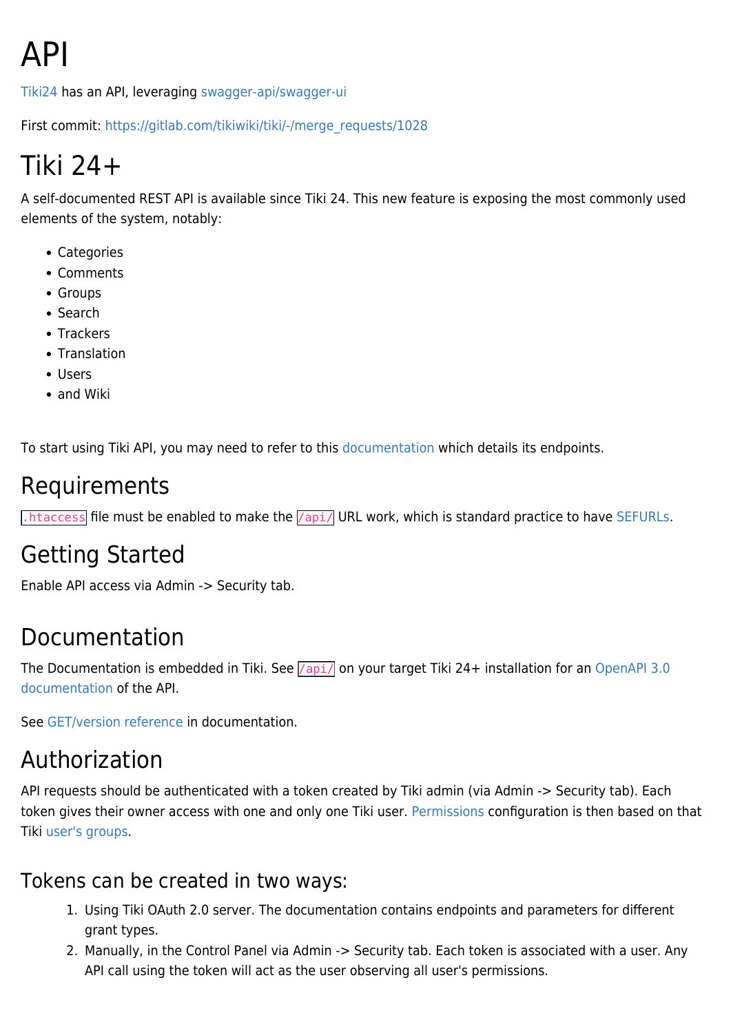# API

Tiki24 has an API, leveraging swagger-api/swagger-ui

First commit: https://gitlab.com/tikiwiki/tiki/-/merge_requests/1028

# Tiki 24+

A self-documented REST API is available since Tiki 24. This new feature is exposing the most commonly used elements of the system, notably:

- Categories
- Comments
- Groups
- Search
- Trackers
- Translation
- Users
- and Wiki

To start using Tiki API, you may need to refer to this documentation which details its endpoints.

## Requirements

`.htaccess` file must be enabled to make the `/api/` URL work, which is standard practice to have SEFURLs.

## Getting Started

Enable API access via Admin -> Security tab.

## Documentation

The Documentation is embedded in Tiki. See `/api/` on your target Tiki 24+ installation for an OpenAPI 3.0 documentation of the API.

See GET/version reference in documentation.

## Authorization

API requests should be authenticated with a token created by Tiki admin (via Admin -> Security tab). Each token gives their owner access with one and only one Tiki user. Permissions configuration is then based on that Tiki user's groups.

### Tokens can be created in two ways:

1. Using Tiki OAuth 2.0 server. The documentation contains endpoints and parameters for different grant types.
2. Manually, in the Control Panel via Admin -> Security tab. Each token is associated with a user. Any API call using the token will act as the user observing all user's permissions.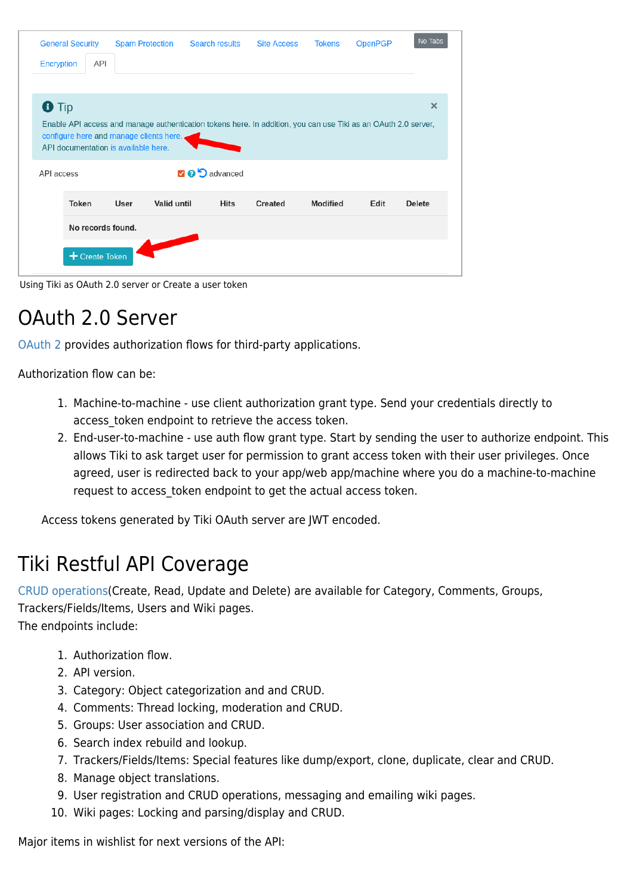Using Tiki as OAuth 2.0 server or Create a user token

# OAuth 2.0 Server

OAuth 2 provides authorization flows for third-party applications.

Authorization flow can be:

1. Machine-to-machine - use client authorization grant type. Send your credentials directly to access_token endpoint to retrieve the access token.
2. End-user-to-machine - use auth flow grant type. Start by sending the user to authorize endpoint. This allows Tiki to ask target user for permission to grant access token with their user privileges. Once agreed, user is redirected back to your app/web app/machine where you do a machine-to-machine request to access_token endpoint to get the actual access token.

Access tokens generated by Tiki OAuth server are JWT encoded.

# Tiki Restful API Coverage

CRUD operations(Create, Read, Update and Delete) are available for Category, Comments, Groups, Trackers/Fields/Items, Users and Wiki pages.
The endpoints include:

1. Authorization flow.
2. API version.
3. Category: Object categorization and and CRUD.
4. Comments: Thread locking, moderation and CRUD.
5. Groups: User association and CRUD.
6. Search index rebuild and lookup.
7. Trackers/Fields/Items: Special features like dump/export, clone, duplicate, clear and CRUD.
8. Manage object translations.
9. User registration and CRUD operations, messaging and emailing wiki pages.
10. Wiki pages: Locking and parsing/display and CRUD.

Major items in wishlist for next versions of the API: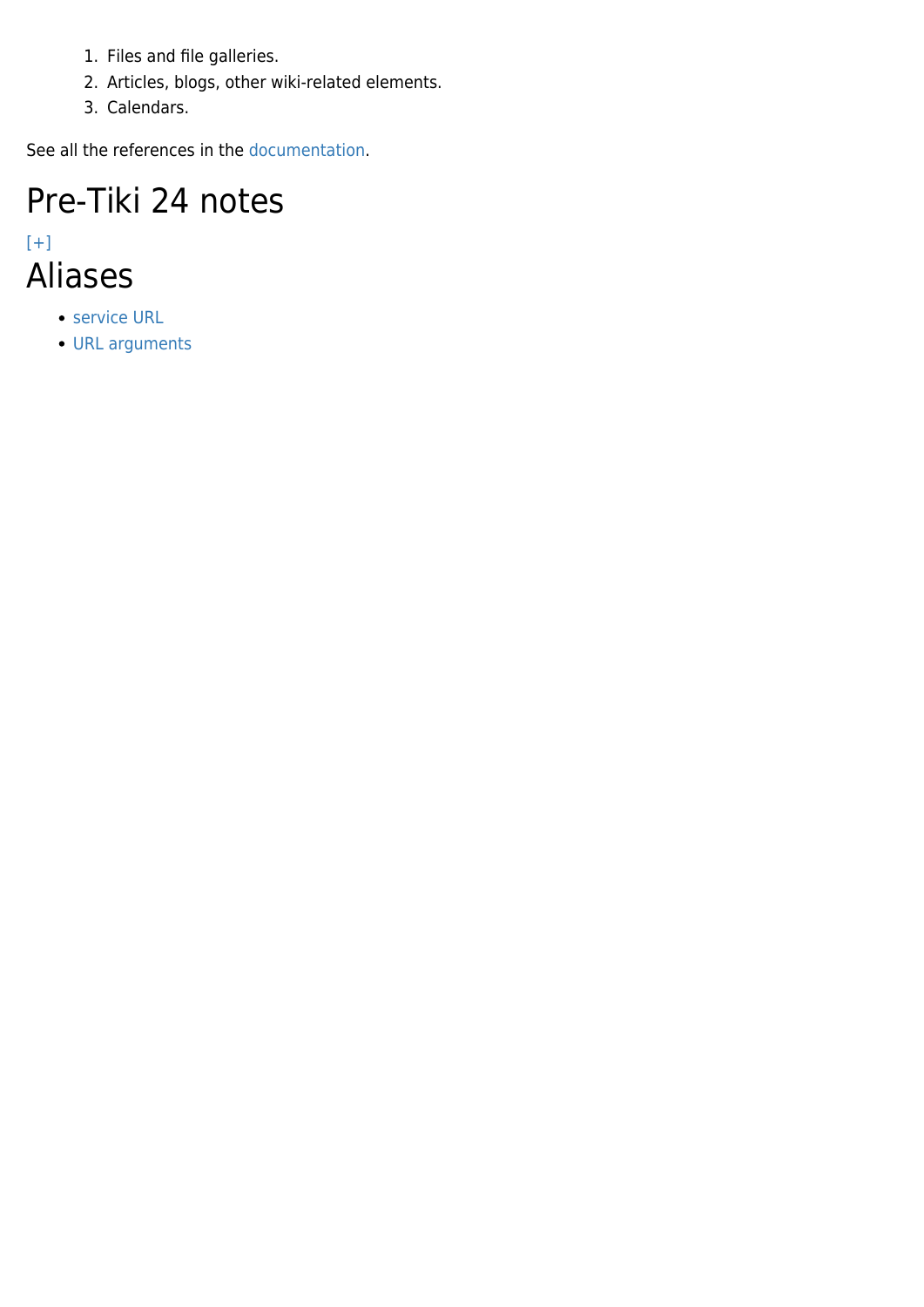1. Files and file galleries.
2. Articles, blogs, other wiki-related elements.
3. Calendars.

See all the references in the documentation.

# Pre-Tiki 24 notes

[+]

# Aliases

- service URL
- URL arguments